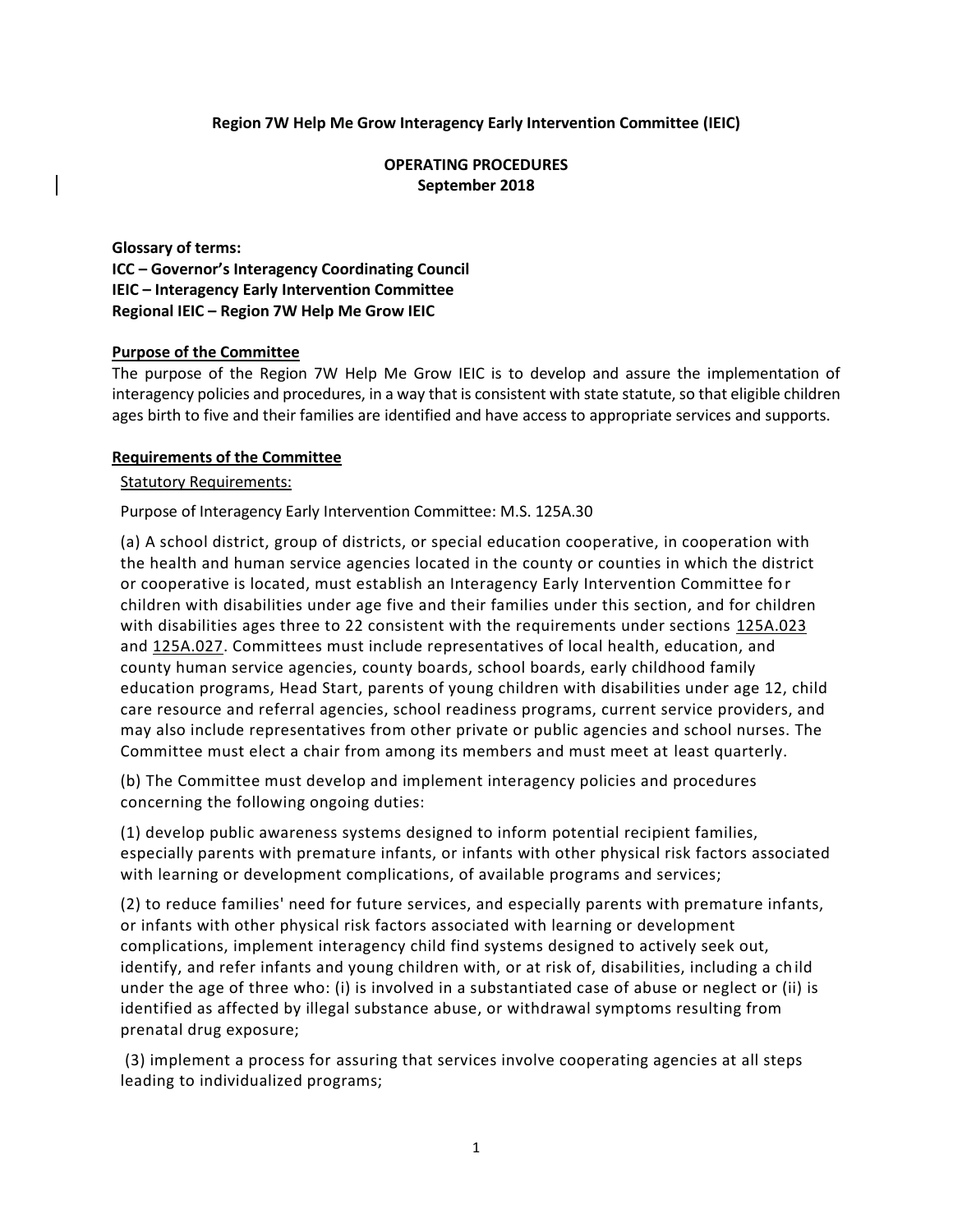**Region 7W Help Me Grow Interagency Early Intervention Committee (IEIC)**

**OPERATING PROCEDURES**
**September 2018**

**Glossary of terms:**
**ICC – Governor's Interagency Coordinating Council**
**IEIC – Interagency Early Intervention Committee**
**Regional IEIC – Region 7W Help Me Grow IEIC**

## Purpose of the Committee

The purpose of the Region 7W Help Me Grow IEIC is to develop and assure the implementation of interagency policies and procedures, in a way that is consistent with state statute, so that eligible children ages birth to five and their families are identified and have access to appropriate services and supports.

## Requirements of the Committee

Statutory Requirements:

Purpose of Interagency Early Intervention Committee: M.S. 125A.30

(a) A school district, group of districts, or special education cooperative, in cooperation with the health and human service agencies located in the county or counties in which the district or cooperative is located, must establish an Interagency Early Intervention Committee for children with disabilities under age five and their families under this section, and for children with disabilities ages three to 22 consistent with the requirements under sections 125A.023 and 125A.027. Committees must include representatives of local health, education, and county human service agencies, county boards, school boards, early childhood family education programs, Head Start, parents of young children with disabilities under age 12, child care resource and referral agencies, school readiness programs, current service providers, and may also include representatives from other private or public agencies and school nurses. The Committee must elect a chair from among its members and must meet at least quarterly.

(b) The Committee must develop and implement interagency policies and procedures concerning the following ongoing duties:

(1) develop public awareness systems designed to inform potential recipient families, especially parents with premature infants, or infants with other physical risk factors associated with learning or development complications, of available programs and services;

(2) to reduce families' need for future services, and especially parents with premature infants, or infants with other physical risk factors associated with learning or development complications, implement interagency child find systems designed to actively seek out, identify, and refer infants and young children with, or at risk of, disabilities, including a child under the age of three who: (i) is involved in a substantiated case of abuse or neglect or (ii) is identified as affected by illegal substance abuse, or withdrawal symptoms resulting from prenatal drug exposure;

(3) implement a process for assuring that services involve cooperating agencies at all steps leading to individualized programs;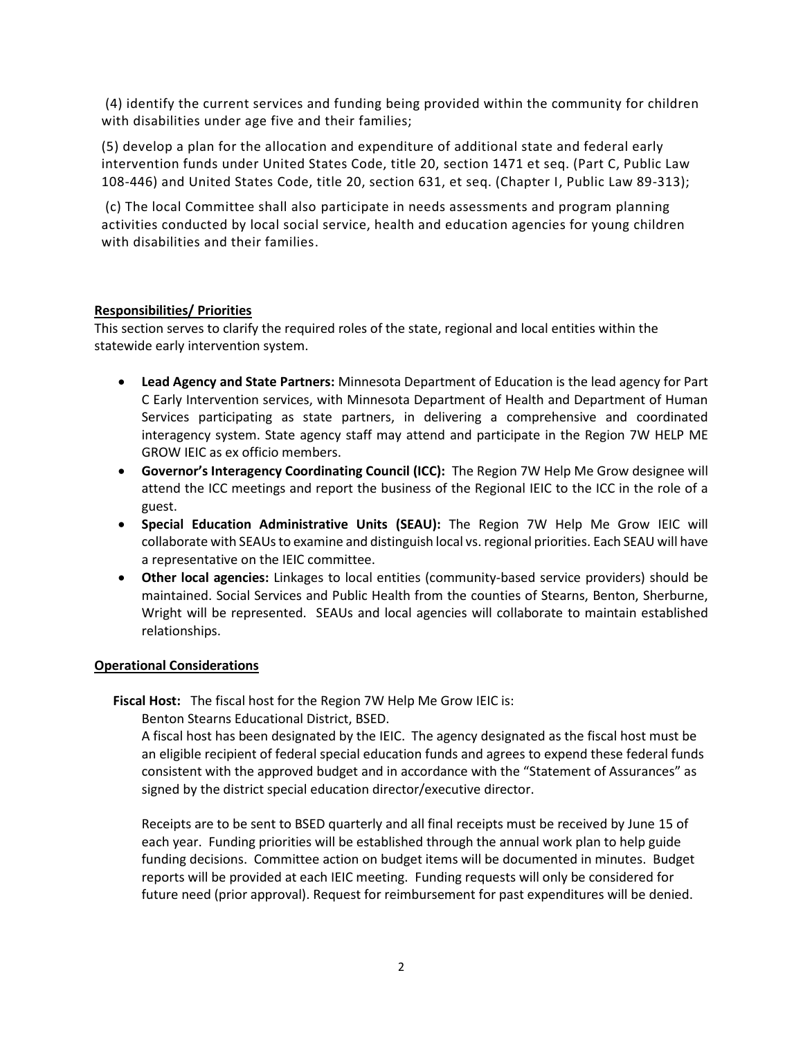(4) identify the current services and funding being provided within the community for children with disabilities under age five and their families;

(5) develop a plan for the allocation and expenditure of additional state and federal early intervention funds under United States Code, title 20, section 1471 et seq. (Part C, Public Law 108-446) and United States Code, title 20, section 631, et seq. (Chapter I, Public Law 89-313);

(c) The local Committee shall also participate in needs assessments and program planning activities conducted by local social service, health and education agencies for young children with disabilities and their families.

**Responsibilities/ Priorities**

This section serves to clarify the required roles of the state, regional and local entities within the statewide early intervention system.

- **Lead Agency and State Partners:** Minnesota Department of Education is the lead agency for Part C Early Intervention services, with Minnesota Department of Health and Department of Human Services participating as state partners, in delivering a comprehensive and coordinated interagency system. State agency staff may attend and participate in the Region 7W HELP ME GROW IEIC as ex officio members.
- **Governor's Interagency Coordinating Council (ICC):** The Region 7W Help Me Grow designee will attend the ICC meetings and report the business of the Regional IEIC to the ICC in the role of a guest.
- **Special Education Administrative Units (SEAU):** The Region 7W Help Me Grow IEIC will collaborate with SEAUs to examine and distinguish local vs. regional priorities. Each SEAU will have a representative on the IEIC committee.
- **Other local agencies:** Linkages to local entities (community-based service providers) should be maintained. Social Services and Public Health from the counties of Stearns, Benton, Sherburne, Wright will be represented. SEAUs and local agencies will collaborate to maintain established relationships.

**Operational Considerations**

**Fiscal Host:** The fiscal host for the Region 7W Help Me Grow IEIC is:

Benton Stearns Educational District, BSED.

A fiscal host has been designated by the IEIC. The agency designated as the fiscal host must be an eligible recipient of federal special education funds and agrees to expend these federal funds consistent with the approved budget and in accordance with the "Statement of Assurances" as signed by the district special education director/executive director.

Receipts are to be sent to BSED quarterly and all final receipts must be received by June 15 of each year. Funding priorities will be established through the annual work plan to help guide funding decisions. Committee action on budget items will be documented in minutes. Budget reports will be provided at each IEIC meeting. Funding requests will only be considered for future need (prior approval). Request for reimbursement for past expenditures will be denied.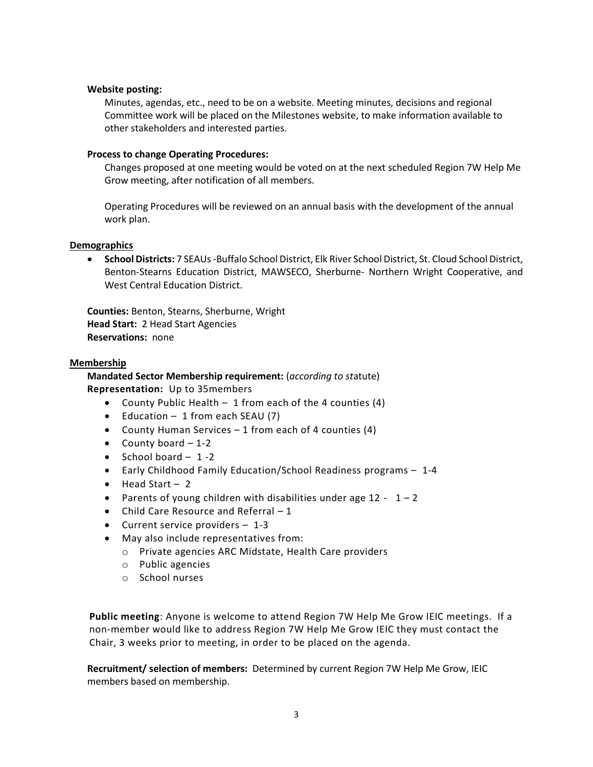**Website posting:**

Minutes, agendas, etc., need to be on a website. Meeting minutes, decisions and regional Committee work will be placed on the Milestones website, to make information available to other stakeholders and interested parties.

**Process to change Operating Procedures:**

Changes proposed at one meeting would be voted on at the next scheduled Region 7W Help Me Grow meeting, after notification of all members.

Operating Procedures will be reviewed on an annual basis with the development of the annual work plan.

## Demographics

- **School Districts:** 7 SEAUs -Buffalo School District, Elk River School District, St. Cloud School District, Benton-Stearns Education District, MAWSECO, Sherburne- Northern Wright Cooperative, and West Central Education District.

**Counties:** Benton, Stearns, Sherburne, Wright
**Head Start:** 2 Head Start Agencies
**Reservations:** none

## Membership

**Mandated Sector Membership requirement:** (*according to st*atute)
**Representation:** Up to 35members

- County Public Health – 1 from each of the 4 counties (4)
- Education – 1 from each SEAU (7)
- County Human Services – 1 from each of 4 counties (4)
- County board – 1-2
- School board – 1 -2
- Early Childhood Family Education/School Readiness programs – 1-4
- Head Start – 2
- Parents of young children with disabilities under age 12 - 1 – 2
- Child Care Resource and Referral – 1
- Current service providers – 1-3
- May also include representatives from:
  - Private agencies ARC Midstate, Health Care providers
  - Public agencies
  - School nurses

**Public meeting**: Anyone is welcome to attend Region 7W Help Me Grow IEIC meetings. If a non-member would like to address Region 7W Help Me Grow IEIC they must contact the Chair, 3 weeks prior to meeting, in order to be placed on the agenda.

**Recruitment/ selection of members:** Determined by current Region 7W Help Me Grow, IEIC members based on membership.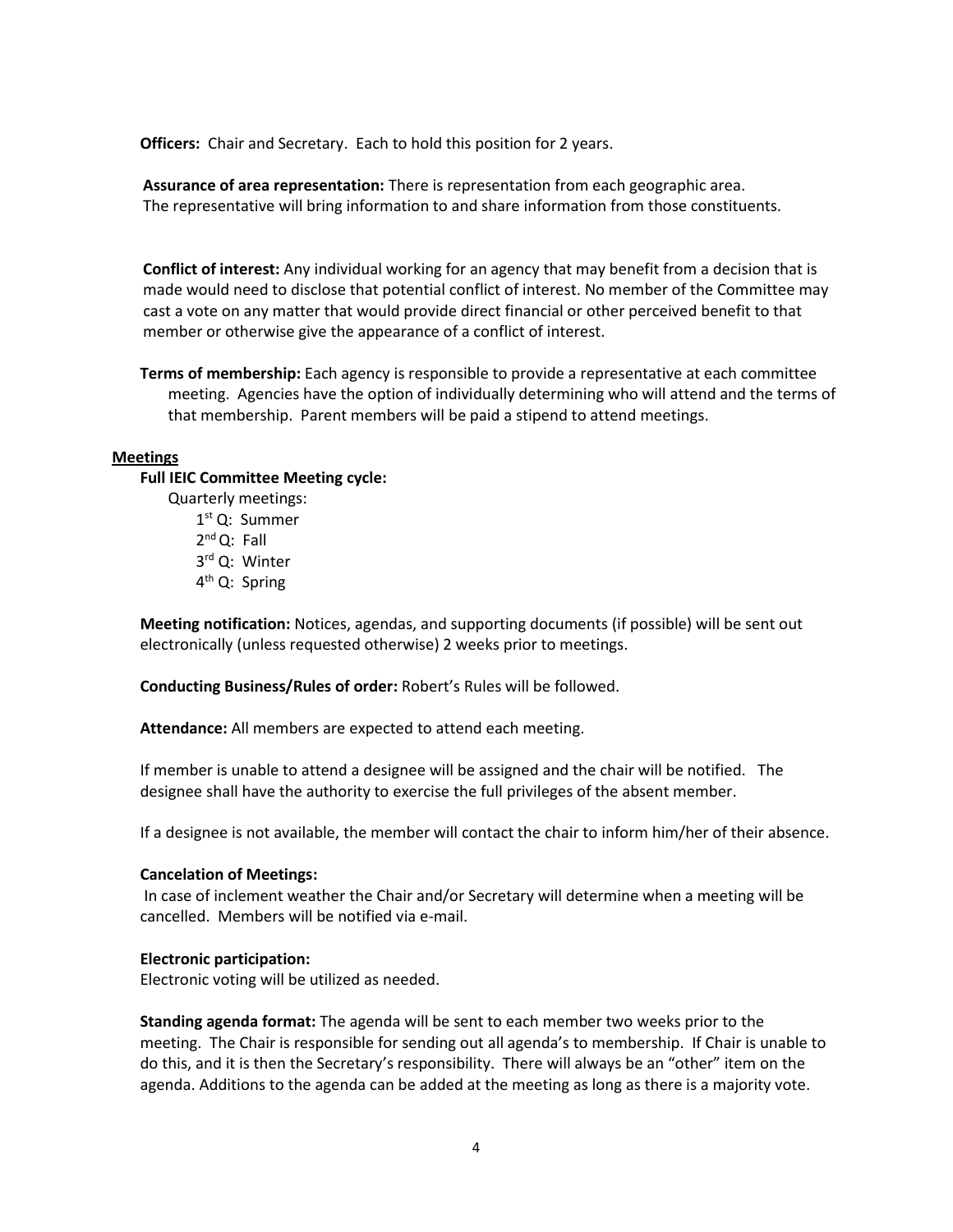**Officers:** Chair and Secretary. Each to hold this position for 2 years.

**Assurance of area representation:** There is representation from each geographic area. The representative will bring information to and share information from those constituents.

**Conflict of interest:** Any individual working for an agency that may benefit from a decision that is made would need to disclose that potential conflict of interest. No member of the Committee may cast a vote on any matter that would provide direct financial or other perceived benefit to that member or otherwise give the appearance of a conflict of interest.

**Terms of membership:** Each agency is responsible to provide a representative at each committee meeting. Agencies have the option of individually determining who will attend and the terms of that membership. Parent members will be paid a stipend to attend meetings.

**Meetings**

**Full IEIC Committee Meeting cycle:**

Quarterly meetings:

- 1st Q: Summer
- 2nd Q: Fall
- 3rd Q: Winter
- 4th Q: Spring

**Meeting notification:** Notices, agendas, and supporting documents (if possible) will be sent out electronically (unless requested otherwise) 2 weeks prior to meetings.

**Conducting Business/Rules of order:** Robert's Rules will be followed.

**Attendance:** All members are expected to attend each meeting.

If member is unable to attend a designee will be assigned and the chair will be notified. The designee shall have the authority to exercise the full privileges of the absent member.

If a designee is not available, the member will contact the chair to inform him/her of their absence.

**Cancelation of Meetings:**

In case of inclement weather the Chair and/or Secretary will determine when a meeting will be cancelled. Members will be notified via e-mail.

**Electronic participation:**

Electronic voting will be utilized as needed.

**Standing agenda format:** The agenda will be sent to each member two weeks prior to the meeting. The Chair is responsible for sending out all agenda's to membership. If Chair is unable to do this, and it is then the Secretary's responsibility. There will always be an "other" item on the agenda. Additions to the agenda can be added at the meeting as long as there is a majority vote.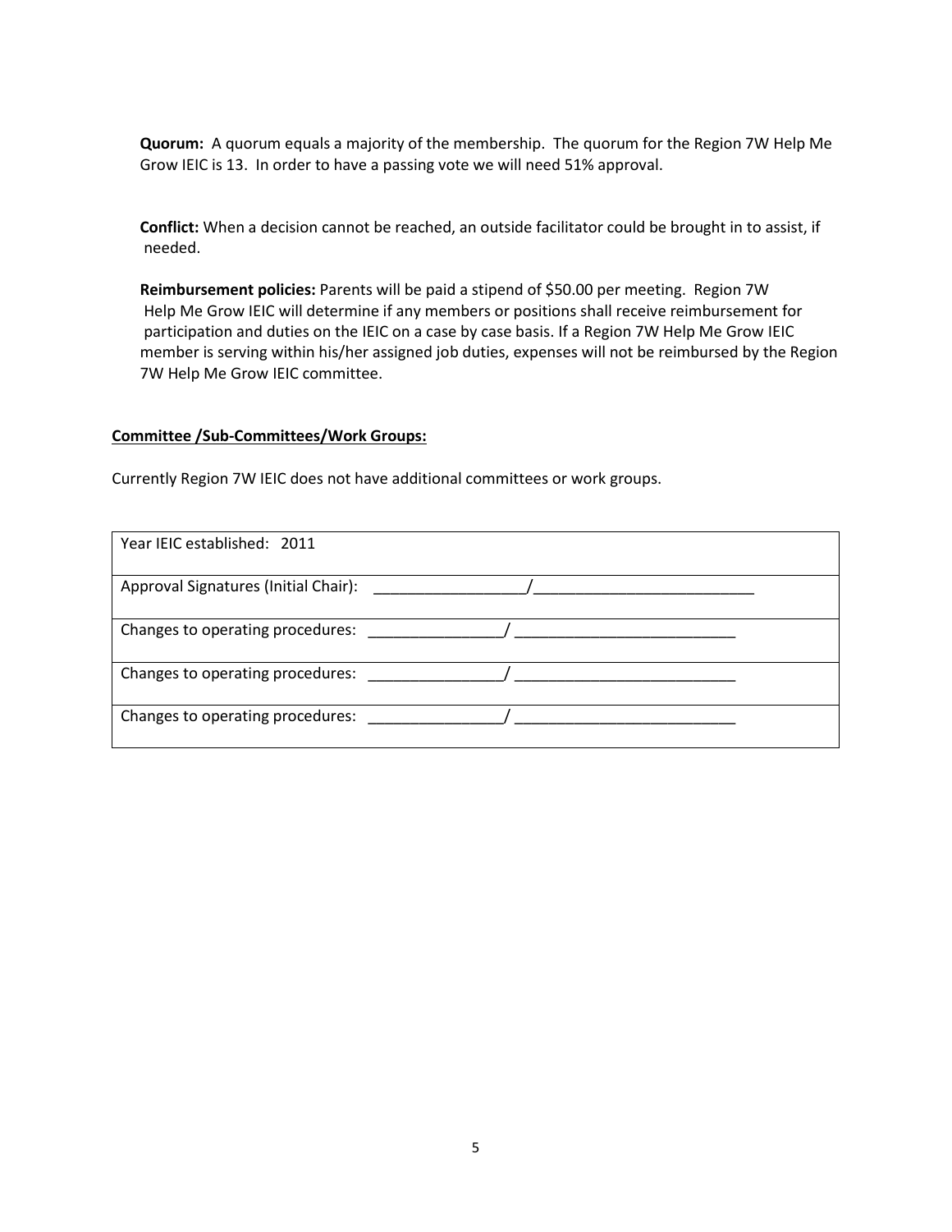**Quorum:** A quorum equals a majority of the membership. The quorum for the Region 7W Help Me Grow IEIC is 13. In order to have a passing vote we will need 51% approval.

**Conflict:** When a decision cannot be reached, an outside facilitator could be brought in to assist, if needed.

**Reimbursement policies:** Parents will be paid a stipend of $50.00 per meeting. Region 7W Help Me Grow IEIC will determine if any members or positions shall receive reimbursement for participation and duties on the IEIC on a case by case basis. If a Region 7W Help Me Grow IEIC member is serving within his/her assigned job duties, expenses will not be reimbursed by the Region 7W Help Me Grow IEIC committee.

**Committee /Sub-Committees/Work Groups:**

Currently Region 7W IEIC does not have additional committees or work groups.

| |
|---|
| Year IEIC established: 2011 |
| Approval Signatures (Initial Chair): __________________/__________________________ |
| Changes to operating procedures: ________________/ __________________________ |
| Changes to operating procedures: ________________/ __________________________ |
| Changes to operating procedures: ________________/ __________________________ |